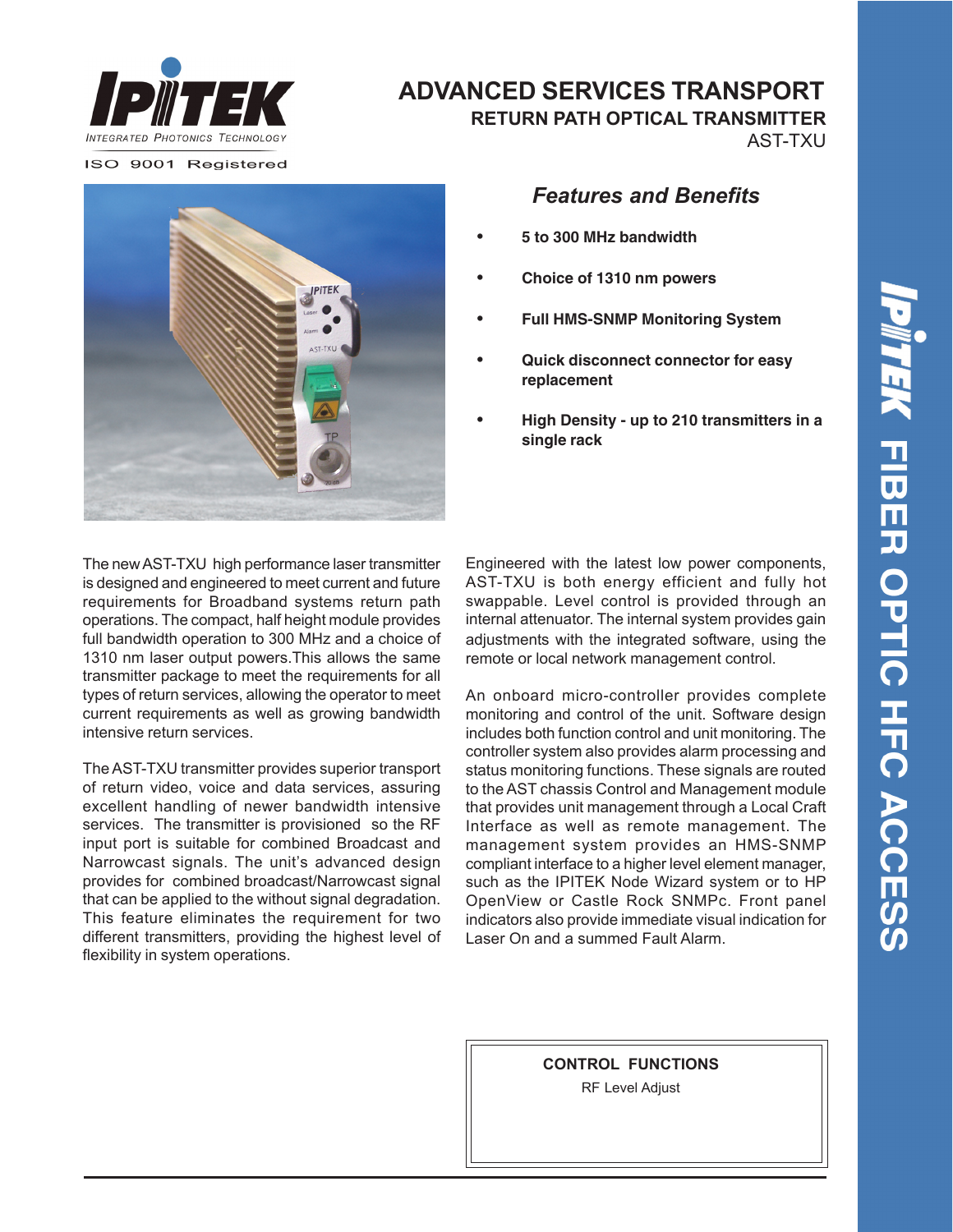IPITEK

INTEGRATED PHOTONICS TECHNOLOGY

ISO 9001 Registered

# ADVANCED SERVICES TRANSPORT

## RETURN PATH OPTICAL TRANSMITTER

AST-TXU

### *Features and Benefits*

- **5 to 300 MHz bandwidth**
- **Choice of 1310 nm powers**
- **Full HMS-SNMP Monitoring System**
- **Quick disconnect connector for easy replacement**
- **High Density - up to 210 transmitters in a single rack**

The new AST-TXU high performance laser transmitter is designed and engineered to meet current and future requirements for Broadband systems return path operations. The compact, half height module provides full bandwidth operation to 300 MHz and a choice of 1310 nm laser output powers.This allows the same transmitter package to meet the requirements for all types of return services, allowing the operator to meet current requirements as well as growing bandwidth intensive return services.

The AST-TXU transmitter provides superior transport of return video, voice and data services, assuring excellent handling of newer bandwidth intensive services. The transmitter is provisioned so the RF input port is suitable for combined Broadcast and Narrowcast signals. The unit's advanced design provides for combined broadcast/Narrowcast signal that can be applied to the without signal degradation. This feature eliminates the requirement for two different transmitters, providing the highest level of flexibility in system operations.

Engineered with the latest low power components, AST-TXU is both energy efficient and fully hot swappable. Level control is provided through an internal attenuator. The internal system provides gain adjustments with the integrated software, using the remote or local network management control.

An onboard micro-controller provides complete monitoring and control of the unit. Software design includes both function control and unit monitoring. The controller system also provides alarm processing and status monitoring functions. These signals are routed to the AST chassis Control and Management module that provides unit management through a Local Craft Interface as well as remote management. The management system provides an HMS-SNMP compliant interface to a higher level element manager, such as the IPITEK Node Wizard system or to HP OpenView or Castle Rock SNMPc. Front panel indicators also provide immediate visual indication for Laser On and a summed Fault Alarm.

**CONTROL FUNCTIONS**

RF Level Adjust

IPITEK FIBER OPTIC HFC ACCESS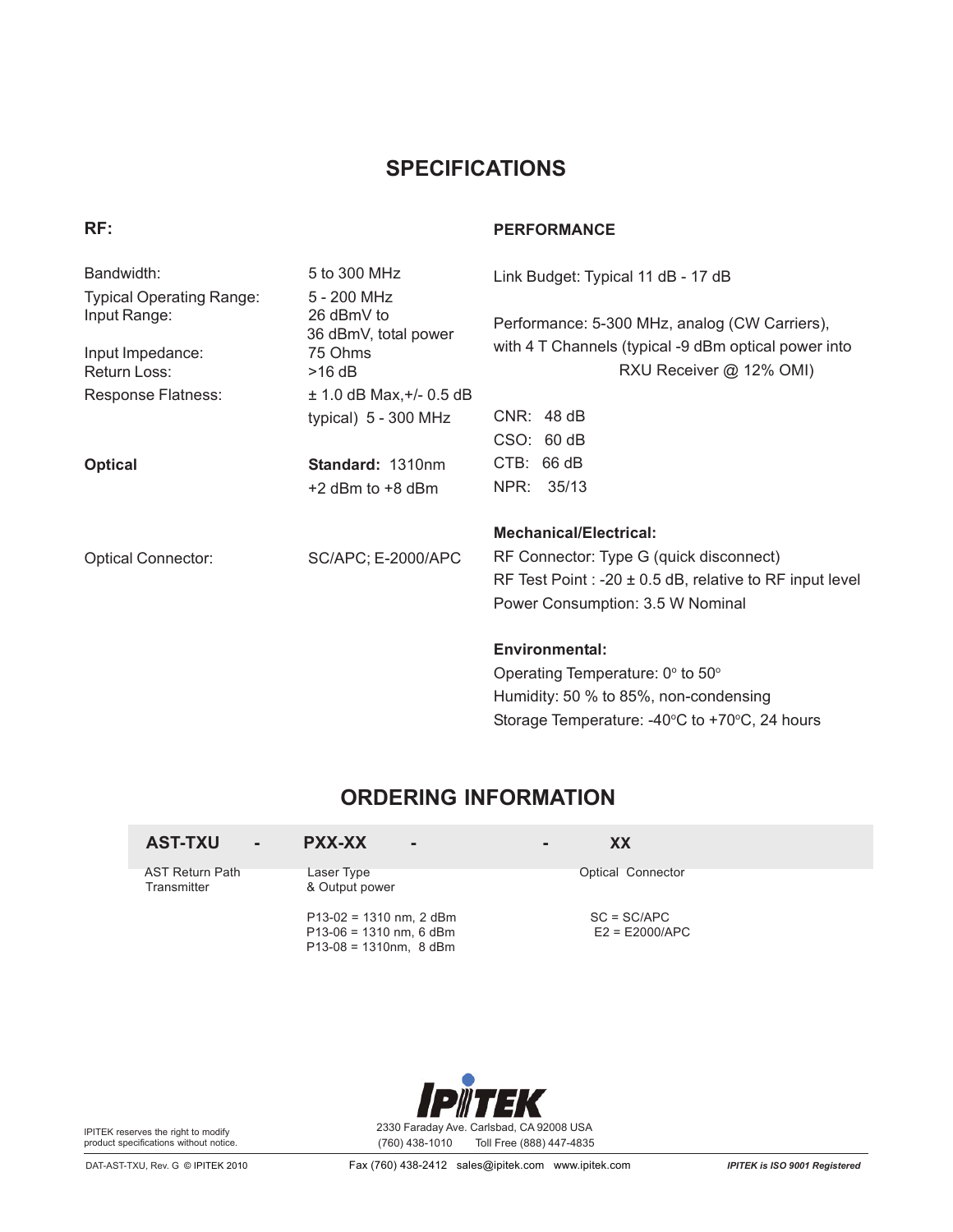# SPECIFICATIONS

## RF:

| | |
|---|---|
| Bandwidth: | 5 to 300 MHz |
| Typical Operating Range: | 5 - 200 MHz |
| Input Range: | 26 dBmV to 36 dBmV, total power |
| Input Impedance: | 75 Ohms |
| Return Loss: | >16 dB |
| Response Flatness: | ± 1.0 dB Max,+/- 0.5 dB typical) 5 - 300 MHz |
| **Optical** | **Standard:** 1310nm<br>+2 dBm to +8 dBm |
| Optical Connector: | SC/APC; E-2000/APC |

## PERFORMANCE

Link Budget: Typical 11 dB - 17 dB

Performance: 5-300 MHz, analog (CW Carriers), with 4 T Channels (typical -9 dBm optical power into RXU Receiver @ 12% OMI)

CNR: 48 dB
CSO: 60 dB
CTB: 66 dB
NPR: 35/13

**Mechanical/Electrical:**

RF Connector: Type G (quick disconnect)
RF Test Point : -20 ± 0.5 dB, relative to RF input level
Power Consumption: 3.5 W Nominal

**Environmental:**

Operating Temperature: 0° to 50°
Humidity: 50 % to 85%, non-condensing
Storage Temperature: -40°C to +70°C, 24 hours

# ORDERING INFORMATION

| AST-TXU | - | PXX-XX | - | - | XX |
|---|---|---|---|---|---|
| AST Return Path Transmitter | | Laser Type & Output power | | | Optical Connector |
| | | P13-02 = 1310 nm, 2 dBm<br>P13-06 = 1310 nm, 6 dBm<br>P13-08 = 1310nm, 8 dBm | | | SC = SC/APC<br>E2 = E2000/APC |

IPITEK

2330 Faraday Ave. Carlsbad, CA 92008 USA
(760) 438-1010 Toll Free (888) 447-4835
Fax (760) 438-2412 sales@ipitek.com www.ipitek.com

IPITEK reserves the right to modify product specifications without notice.

DAT-AST-TXU, Rev. G © IPITEK 2010

*IPITEK is ISO 9001 Registered*